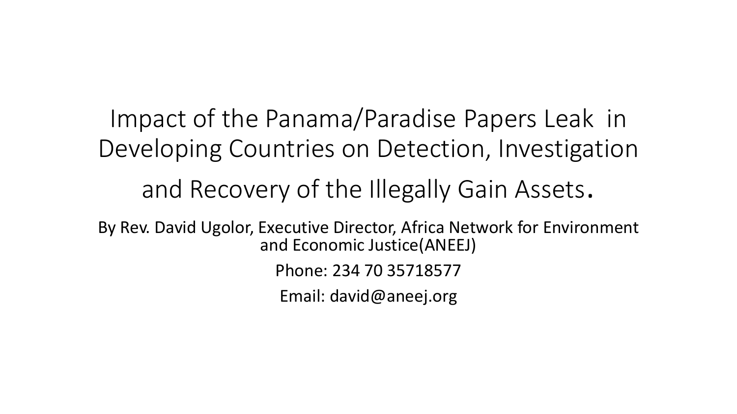# Impact of the Panama/Paradise Papers Leak in Developing Countries on Detection, Investigation and Recovery of the Illegally Gain Assets.

By Rev. David Ugolor, Executive Director, Africa Network for Environment and Economic Justice(ANEEJ)

Phone: 234 70 35718577

Email: david@aneej.org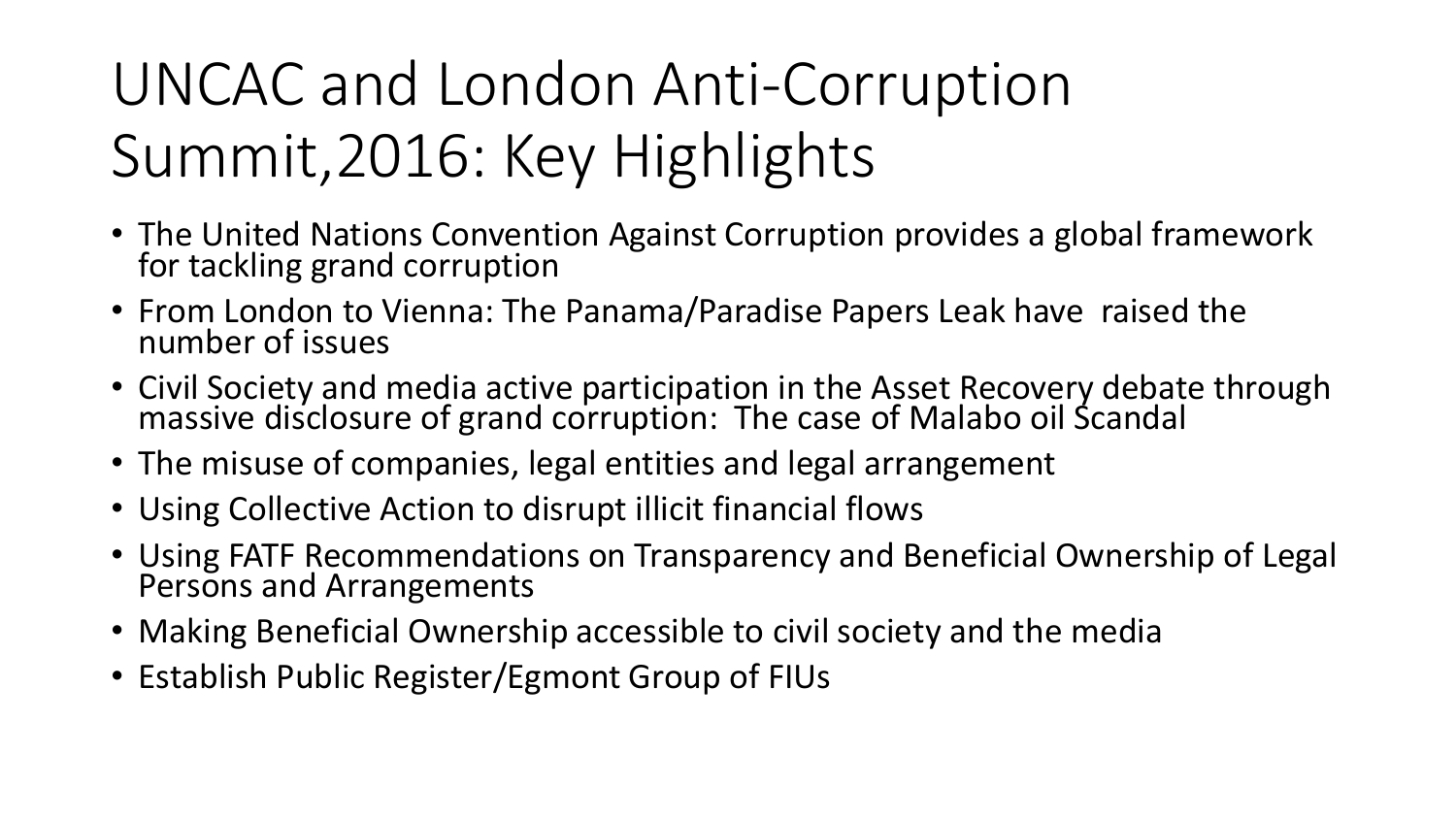# UNCAC and London Anti-Corruption Summit,2016: Key Highlights

- The United Nations Convention Against Corruption provides a global framework for tackling grand corruption
- From London to Vienna: The Panama/Paradise Papers Leak have raised the number of issues
- Civil Society and media active participation in the Asset Recovery debate through massive disclosure of grand corruption: The case of Malabo oil Scandal
- The misuse of companies, legal entities and legal arrangement
- Using Collective Action to disrupt illicit financial flows
- Using FATF Recommendations on Transparency and Beneficial Ownership of Legal Persons and Arrangements
- Making Beneficial Ownership accessible to civil society and the media
- Establish Public Register/Egmont Group of FIUs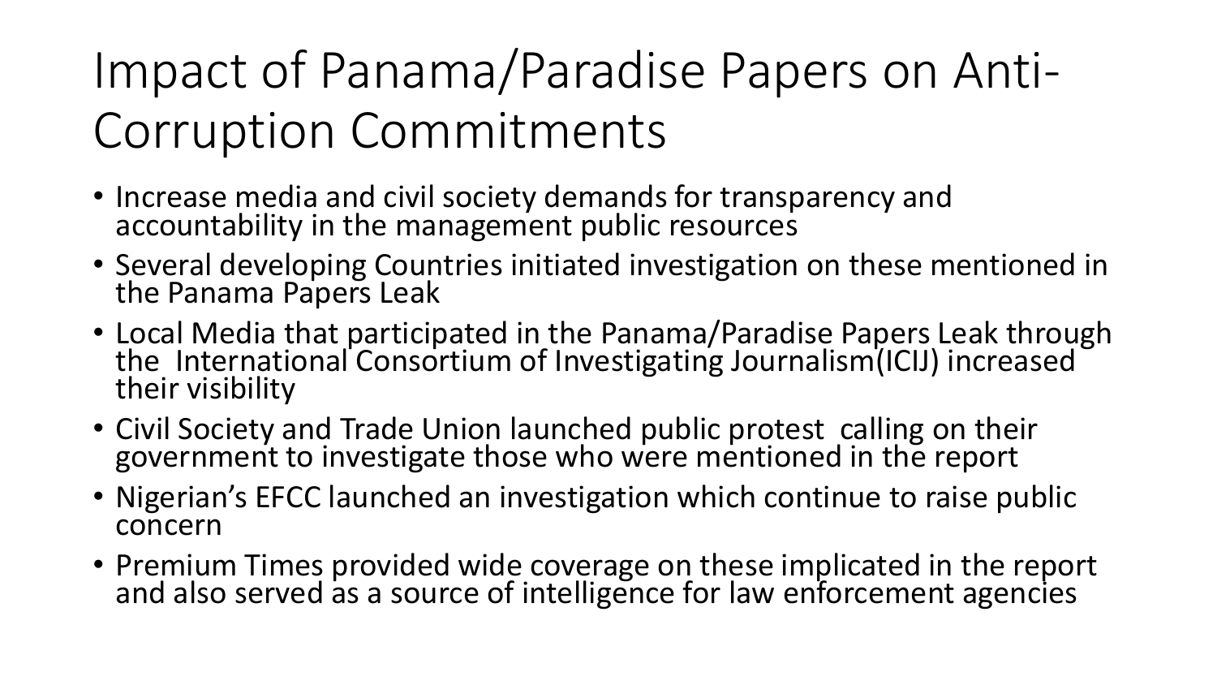# Impact of Panama/Paradise Papers on Anti-Corruption Commitments

- Increase media and civil society demands for transparency and accountability in the management public resources
- Several developing Countries initiated investigation on these mentioned in the Panama Papers Leak
- Local Media that participated in the Panama/Paradise Papers Leak through the International Consortium of Investigating Journalism(ICIJ) increased their visibility
- Civil Society and Trade Union launched public protest calling on their government to investigate those who were mentioned in the report
- Nigerian's EFCC launched an investigation which continue to raise public concern
- Premium Times provided wide coverage on these implicated in the report and also served as a source of intelligence for law enforcement agencies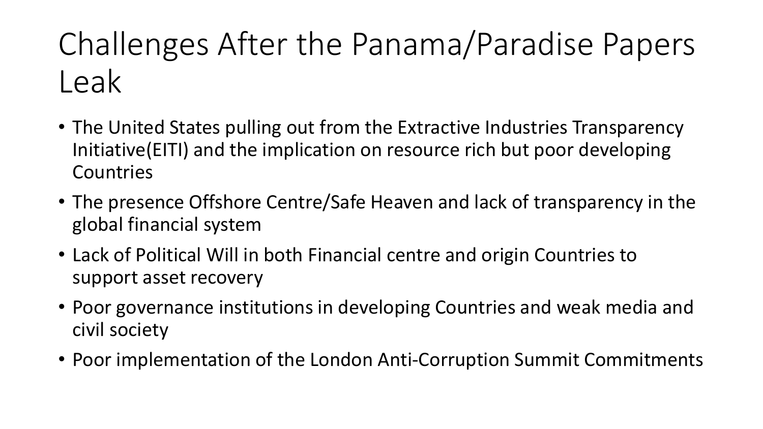# Challenges After the Panama/Paradise Papers Leak

- The United States pulling out from the Extractive Industries Transparency Initiative(EITI) and the implication on resource rich but poor developing Countries
- The presence Offshore Centre/Safe Heaven and lack of transparency in the global financial system
- Lack of Political Will in both Financial centre and origin Countries to support asset recovery
- Poor governance institutions in developing Countries and weak media and civil society
- Poor implementation of the London Anti-Corruption Summit Commitments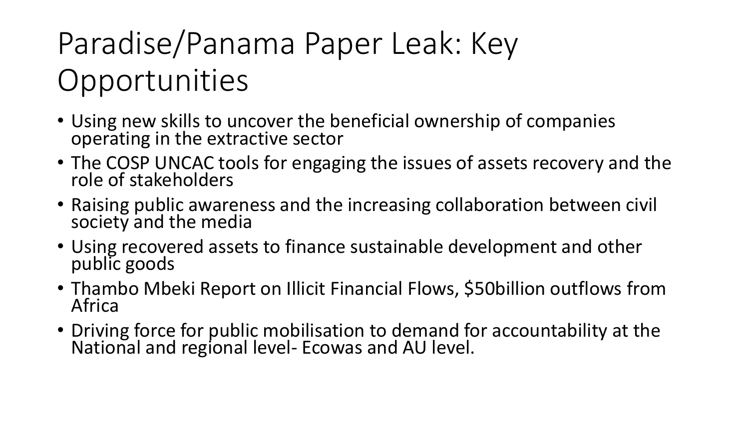# Paradise/Panama Paper Leak: Key Opportunities

- Using new skills to uncover the beneficial ownership of companies operating in the extractive sector
- The COSP UNCAC tools for engaging the issues of assets recovery and the role of stakeholders
- Raising public awareness and the increasing collaboration between civil society and the media
- Using recovered assets to finance sustainable development and other public goods
- Thambo Mbeki Report on Illicit Financial Flows, $50billion outflows from Africa
- Driving force for public mobilisation to demand for accountability at the National and regional level- Ecowas and AU level.